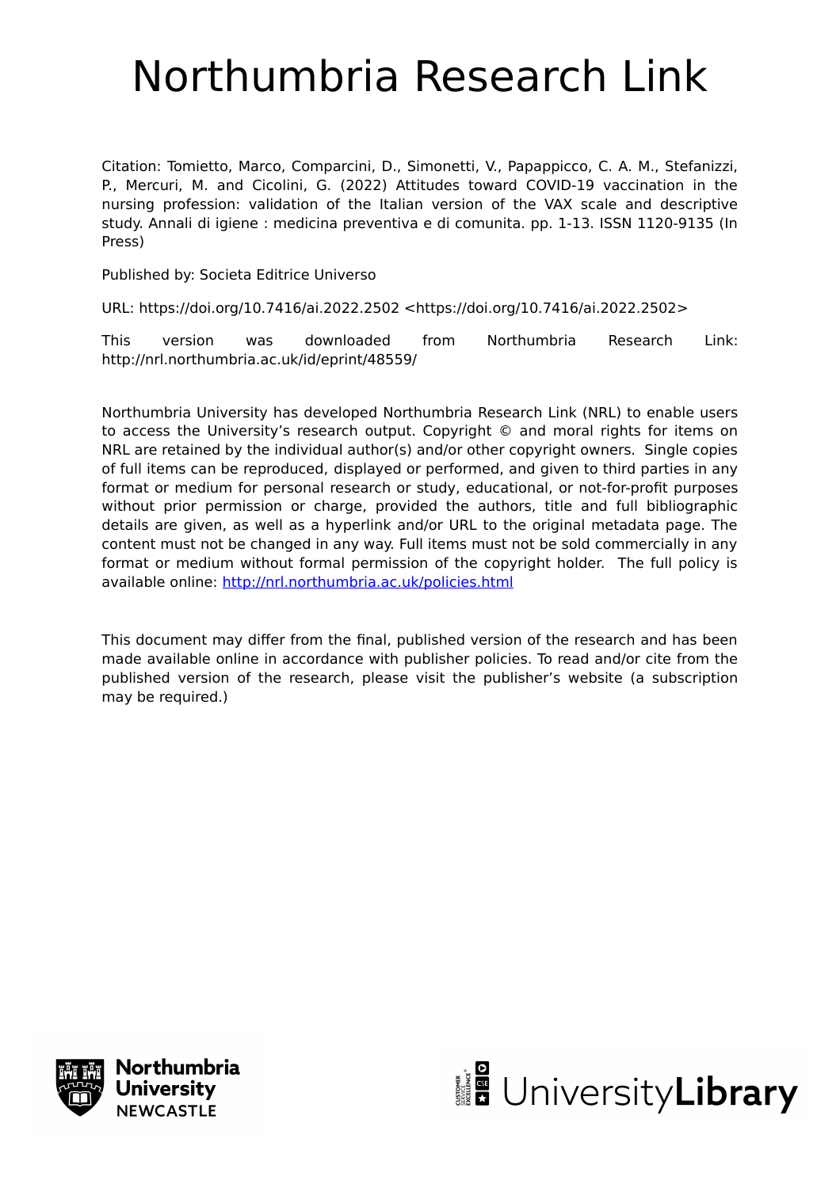# Northumbria Research Link

Citation: Tomietto, Marco, Comparcini, D., Simonetti, V., Papappicco, C. A. M., Stefanizzi, P., Mercuri, M. and Cicolini, G. (2022) Attitudes toward COVID-19 vaccination in the nursing profession: validation of the Italian version of the VAX scale and descriptive study. Annali di igiene : medicina preventiva e di comunita. pp. 1-13. ISSN 1120-9135 (In Press)

Published by: Societa Editrice Universo

URL: https://doi.org/10.7416/ai.2022.2502 <https://doi.org/10.7416/ai.2022.2502>

This version was downloaded from Northumbria Research Link: http://nrl.northumbria.ac.uk/id/eprint/48559/

Northumbria University has developed Northumbria Research Link (NRL) to enable users to access the University's research output. Copyright © and moral rights for items on NRL are retained by the individual author(s) and/or other copyright owners. Single copies of full items can be reproduced, displayed or performed, and given to third parties in any format or medium for personal research or study, educational, or not-for-profit purposes without prior permission or charge, provided the authors, title and full bibliographic details are given, as well as a hyperlink and/or URL to the original metadata page. The content must not be changed in any way. Full items must not be sold commercially in any format or medium without formal permission of the copyright holder. The full policy is available online: http://nrl.northumbria.ac.uk/policies.html

This document may differ from the final, published version of the research and has been made available online in accordance with publisher policies. To read and/or cite from the published version of the research, please visit the publisher's website (a subscription may be required.)

Northumbria University NEWCASTLE

UniversityLibrary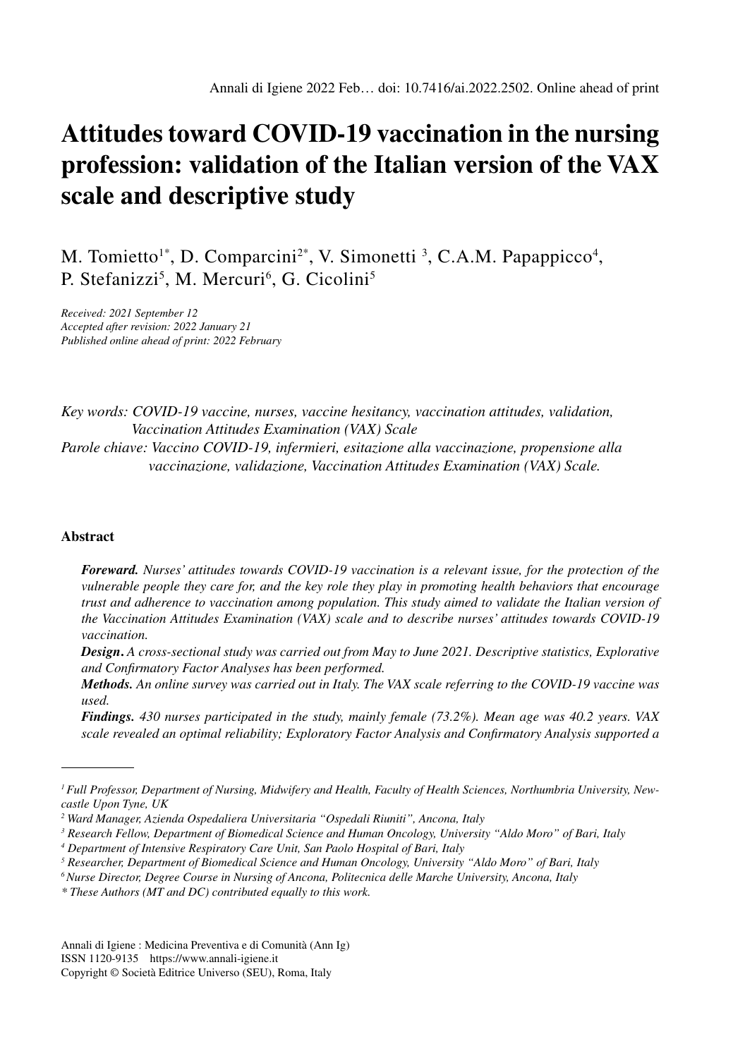Annali di Igiene 2022 Feb… doi: 10.7416/ai.2022.2502. Online ahead of print

# Attitudes toward COVID-19 vaccination in the nursing profession: validation of the Italian version of the VAX scale and descriptive study

M. Tomietto[1*], D. Comparcini[2*], V. Simonetti [3], C.A.M. Papappicco[4], P. Stefanizzi[5], M. Mercuri[6], G. Cicolini[5]

*Received: 2021 September 12*
*Accepted after revision: 2022 January 21*
*Published online ahead of print: 2022 February*

*Key words: COVID-19 vaccine, nurses, vaccine hesitancy, vaccination attitudes, validation, Vaccination Attitudes Examination (VAX) Scale*
*Parole chiave: Vaccino COVID-19, infermieri, esitazione alla vaccinazione, propensione alla vaccinazione, validazione, Vaccination Attitudes Examination (VAX) Scale.*

## Abstract

***Foreward.*** *Nurses' attitudes towards COVID-19 vaccination is a relevant issue, for the protection of the vulnerable people they care for, and the key role they play in promoting health behaviors that encourage trust and adherence to vaccination among population. This study aimed to validate the Italian version of the Vaccination Attitudes Examination (VAX) scale and to describe nurses' attitudes towards COVID-19 vaccination.*

***Design.*** *A cross-sectional study was carried out from May to June 2021. Descriptive statistics, Explorative and Confirmatory Factor Analyses has been performed.*

***Methods.*** *An online survey was carried out in Italy. The VAX scale referring to the COVID-19 vaccine was used.*

***Findings.*** *430 nurses participated in the study, mainly female (73.2%). Mean age was 40.2 years. VAX scale revealed an optimal reliability; Exploratory Factor Analysis and Confirmatory Analysis supported a*

---

*[1] Full Professor, Department of Nursing, Midwifery and Health, Faculty of Health Sciences, Northumbria University, Newcastle Upon Tyne, UK*
*[2] Ward Manager, Azienda Ospedaliera Universitaria "Ospedali Riuniti", Ancona, Italy*
*[3] Research Fellow, Department of Biomedical Science and Human Oncology, University "Aldo Moro" of Bari, Italy*
*[4] Department of Intensive Respiratory Care Unit, San Paolo Hospital of Bari, Italy*
*[5] Researcher, Department of Biomedical Science and Human Oncology, University "Aldo Moro" of Bari, Italy*
*[6] Nurse Director, Degree Course in Nursing of Ancona, Politecnica delle Marche University, Ancona, Italy*
*\* These Authors (MT and DC) contributed equally to this work.*

Annali di Igiene : Medicina Preventiva e di Comunità (Ann Ig)
ISSN 1120-9135 https://www.annali-igiene.it
Copyright © Società Editrice Universo (SEU), Roma, Italy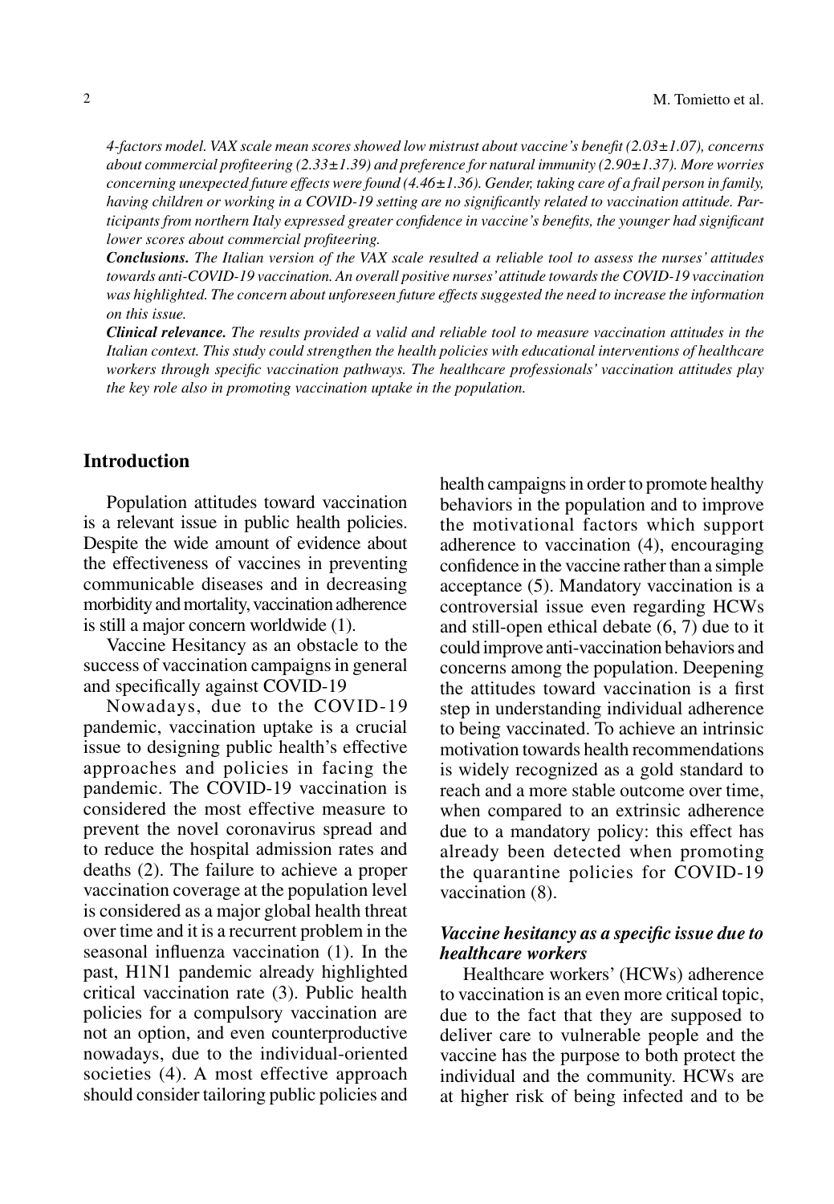*4-factors model. VAX scale mean scores showed low mistrust about vaccine's benefit (2.03±1.07), concerns about commercial profiteering (2.33±1.39) and preference for natural immunity (2.90±1.37). More worries concerning unexpected future effects were found (4.46±1.36). Gender, taking care of a frail person in family, having children or working in a COVID-19 setting are no significantly related to vaccination attitude. Participants from northern Italy expressed greater confidence in vaccine's benefits, the younger had significant lower scores about commercial profiteering.*

***Conclusions.*** *The Italian version of the VAX scale resulted a reliable tool to assess the nurses' attitudes towards anti-COVID-19 vaccination. An overall positive nurses' attitude towards the COVID-19 vaccination was highlighted. The concern about unforeseen future effects suggested the need to increase the information on this issue.*

***Clinical relevance.*** *The results provided a valid and reliable tool to measure vaccination attitudes in the Italian context. This study could strengthen the health policies with educational interventions of healthcare workers through specific vaccination pathways. The healthcare professionals' vaccination attitudes play the key role also in promoting vaccination uptake in the population.*

## Introduction

Population attitudes toward vaccination is a relevant issue in public health policies. Despite the wide amount of evidence about the effectiveness of vaccines in preventing communicable diseases and in decreasing morbidity and mortality, vaccination adherence is still a major concern worldwide (1).

Vaccine Hesitancy as an obstacle to the success of vaccination campaigns in general and specifically against COVID-19

Nowadays, due to the COVID-19 pandemic, vaccination uptake is a crucial issue to designing public health's effective approaches and policies in facing the pandemic. The COVID-19 vaccination is considered the most effective measure to prevent the novel coronavirus spread and to reduce the hospital admission rates and deaths (2). The failure to achieve a proper vaccination coverage at the population level is considered as a major global health threat over time and it is a recurrent problem in the seasonal influenza vaccination (1). In the past, H1N1 pandemic already highlighted critical vaccination rate (3). Public health policies for a compulsory vaccination are not an option, and even counterproductive nowadays, due to the individual-oriented societies (4). A most effective approach should consider tailoring public policies and health campaigns in order to promote healthy behaviors in the population and to improve the motivational factors which support adherence to vaccination (4), encouraging confidence in the vaccine rather than a simple acceptance (5). Mandatory vaccination is a controversial issue even regarding HCWs and still-open ethical debate (6, 7) due to it could improve anti-vaccination behaviors and concerns among the population. Deepening the attitudes toward vaccination is a first step in understanding individual adherence to being vaccinated. To achieve an intrinsic motivation towards health recommendations is widely recognized as a gold standard to reach and a more stable outcome over time, when compared to an extrinsic adherence due to a mandatory policy: this effect has already been detected when promoting the quarantine policies for COVID-19 vaccination (8).

### *Vaccine hesitancy as a specific issue due to healthcare workers*

Healthcare workers' (HCWs) adherence to vaccination is an even more critical topic, due to the fact that they are supposed to deliver care to vulnerable people and the vaccine has the purpose to both protect the individual and the community. HCWs are at higher risk of being infected and to be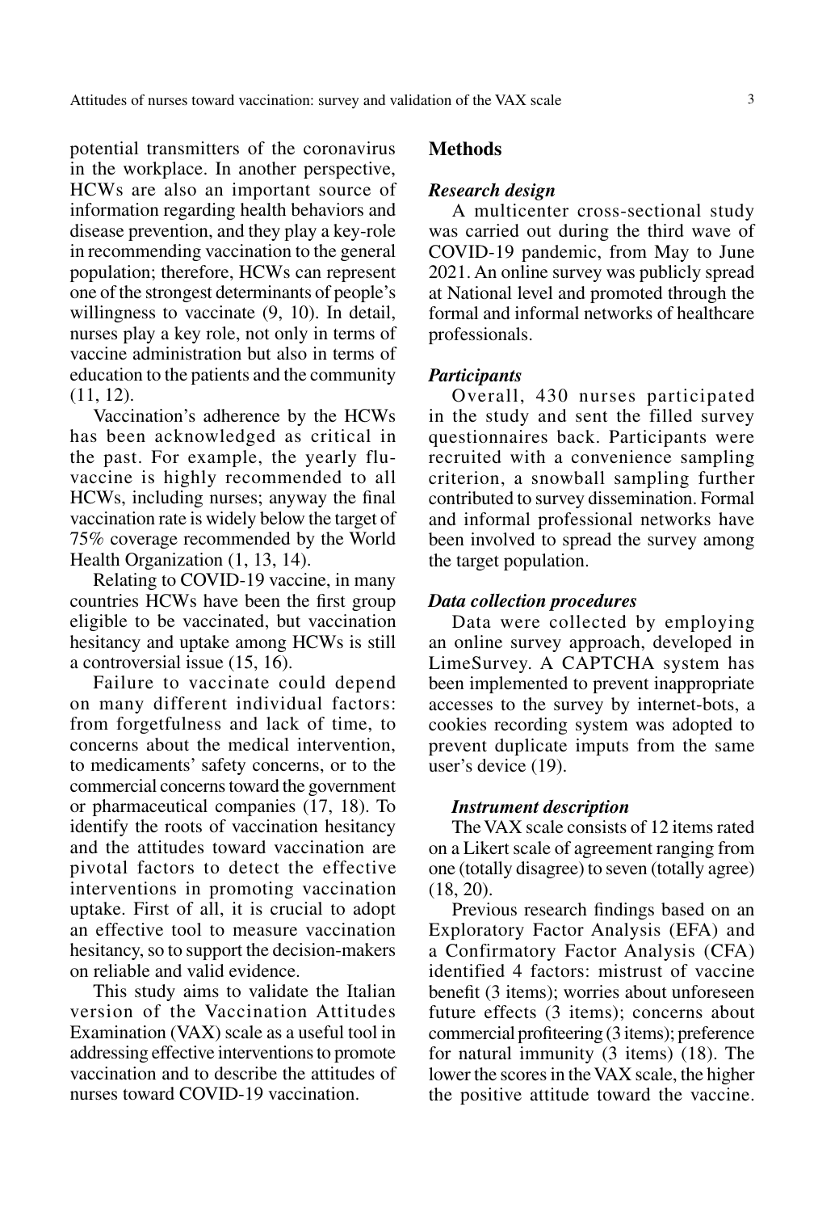potential transmitters of the coronavirus in the workplace. In another perspective, HCWs are also an important source of information regarding health behaviors and disease prevention, and they play a key-role in recommending vaccination to the general population; therefore, HCWs can represent one of the strongest determinants of people's willingness to vaccinate (9, 10). In detail, nurses play a key role, not only in terms of vaccine administration but also in terms of education to the patients and the community (11, 12).

Vaccination's adherence by the HCWs has been acknowledged as critical in the past. For example, the yearly flu-vaccine is highly recommended to all HCWs, including nurses; anyway the final vaccination rate is widely below the target of 75% coverage recommended by the World Health Organization (1, 13, 14).

Relating to COVID-19 vaccine, in many countries HCWs have been the first group eligible to be vaccinated, but vaccination hesitancy and uptake among HCWs is still a controversial issue (15, 16).

Failure to vaccinate could depend on many different individual factors: from forgetfulness and lack of time, to concerns about the medical intervention, to medicaments' safety concerns, or to the commercial concerns toward the government or pharmaceutical companies (17, 18). To identify the roots of vaccination hesitancy and the attitudes toward vaccination are pivotal factors to detect the effective interventions in promoting vaccination uptake. First of all, it is crucial to adopt an effective tool to measure vaccination hesitancy, so to support the decision-makers on reliable and valid evidence.

This study aims to validate the Italian version of the Vaccination Attitudes Examination (VAX) scale as a useful tool in addressing effective interventions to promote vaccination and to describe the attitudes of nurses toward COVID-19 vaccination.

## Methods

### *Research design*

A multicenter cross-sectional study was carried out during the third wave of COVID-19 pandemic, from May to June 2021. An online survey was publicly spread at National level and promoted through the formal and informal networks of healthcare professionals.

### *Participants*

Overall, 430 nurses participated in the study and sent the filled survey questionnaires back. Participants were recruited with a convenience sampling criterion, a snowball sampling further contributed to survey dissemination. Formal and informal professional networks have been involved to spread the survey among the target population.

### *Data collection procedures*

Data were collected by employing an online survey approach, developed in LimeSurvey. A CAPTCHA system has been implemented to prevent inappropriate accesses to the survey by internet-bots, a cookies recording system was adopted to prevent duplicate imputs from the same user's device (19).

### *Instrument description*

The VAX scale consists of 12 items rated on a Likert scale of agreement ranging from one (totally disagree) to seven (totally agree) (18, 20).

Previous research findings based on an Exploratory Factor Analysis (EFA) and a Confirmatory Factor Analysis (CFA) identified 4 factors: mistrust of vaccine benefit (3 items); worries about unforeseen future effects (3 items); concerns about commercial profiteering (3 items); preference for natural immunity (3 items) (18). The lower the scores in the VAX scale, the higher the positive attitude toward the vaccine.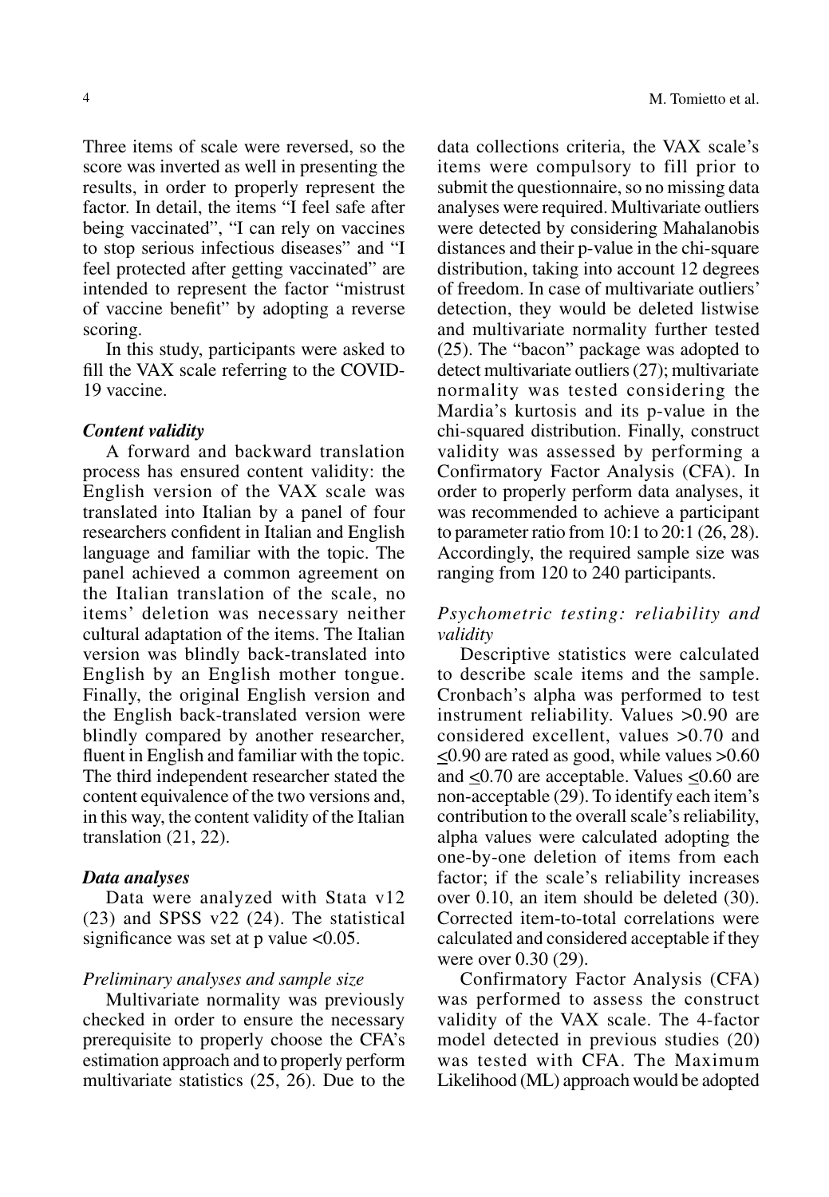Three items of scale were reversed, so the score was inverted as well in presenting the results, in order to properly represent the factor. In detail, the items "I feel safe after being vaccinated", "I can rely on vaccines to stop serious infectious diseases" and "I feel protected after getting vaccinated" are intended to represent the factor "mistrust of vaccine benefit" by adopting a reverse scoring.

In this study, participants were asked to fill the VAX scale referring to the COVID-19 vaccine.

### *Content validity*

A forward and backward translation process has ensured content validity: the English version of the VAX scale was translated into Italian by a panel of four researchers confident in Italian and English language and familiar with the topic. The panel achieved a common agreement on the Italian translation of the scale, no items' deletion was necessary neither cultural adaptation of the items. The Italian version was blindly back-translated into English by an English mother tongue. Finally, the original English version and the English back-translated version were blindly compared by another researcher, fluent in English and familiar with the topic. The third independent researcher stated the content equivalence of the two versions and, in this way, the content validity of the Italian translation (21, 22).

### *Data analyses*

Data were analyzed with Stata v12 (23) and SPSS v22 (24). The statistical significance was set at p value $<0.05$.

#### *Preliminary analyses and sample size*

Multivariate normality was previously checked in order to ensure the necessary prerequisite to properly choose the CFA's estimation approach and to properly perform multivariate statistics (25, 26). Due to the data collections criteria, the VAX scale's items were compulsory to fill prior to submit the questionnaire, so no missing data analyses were required. Multivariate outliers were detected by considering Mahalanobis distances and their p-value in the chi-square distribution, taking into account 12 degrees of freedom. In case of multivariate outliers' detection, they would be deleted listwise and multivariate normality further tested (25). The "bacon" package was adopted to detect multivariate outliers (27); multivariate normality was tested considering the Mardia's kurtosis and its p-value in the chi-squared distribution. Finally, construct validity was assessed by performing a Confirmatory Factor Analysis (CFA). In order to properly perform data analyses, it was recommended to achieve a participant to parameter ratio from 10:1 to 20:1 (26, 28). Accordingly, the required sample size was ranging from 120 to 240 participants.

#### *Psychometric testing: reliability and validity*

Descriptive statistics were calculated to describe scale items and the sample. Cronbach's alpha was performed to test instrument reliability. Values $>0.90$ are considered excellent, values $>0.70$ and $\leq 0.90$ are rated as good, while values $>0.60$ and $\leq 0.70$ are acceptable. Values $\leq 0.60$ are non-acceptable (29). To identify each item's contribution to the overall scale's reliability, alpha values were calculated adopting the one-by-one deletion of items from each factor; if the scale's reliability increases over 0.10, an item should be deleted (30). Corrected item-to-total correlations were calculated and considered acceptable if they were over 0.30 (29).

Confirmatory Factor Analysis (CFA) was performed to assess the construct validity of the VAX scale. The 4-factor model detected in previous studies (20) was tested with CFA. The Maximum Likelihood (ML) approach would be adopted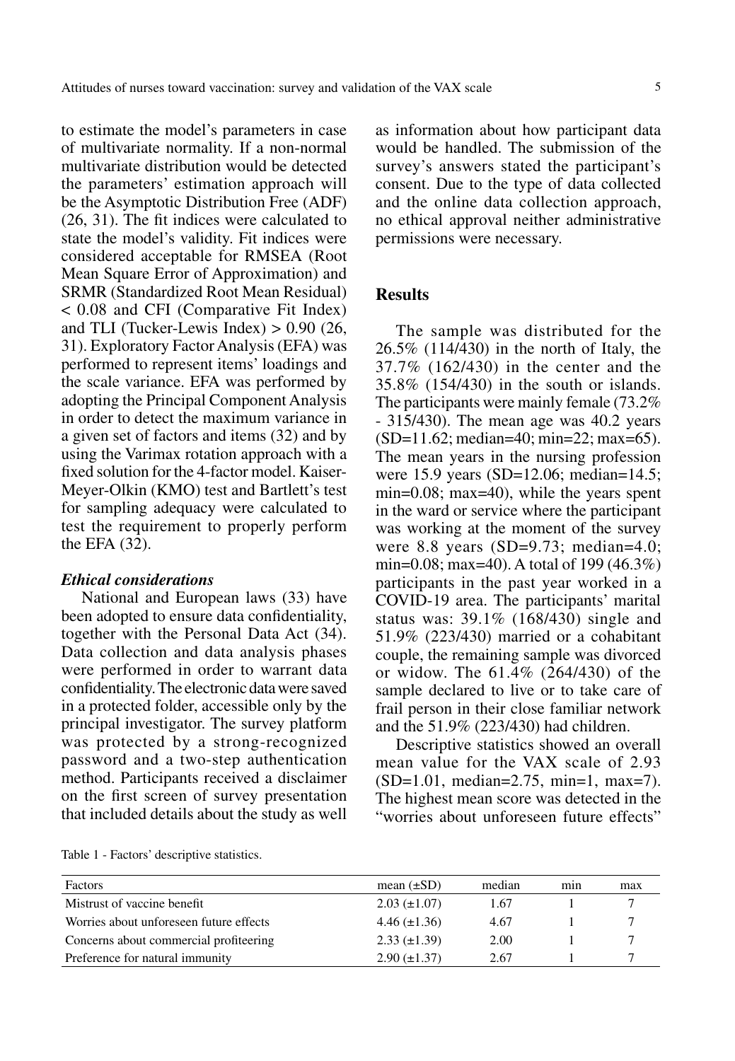to estimate the model's parameters in case of multivariate normality. If a non-normal multivariate distribution would be detected the parameters' estimation approach will be the Asymptotic Distribution Free (ADF) (26, 31). The fit indices were calculated to state the model's validity. Fit indices were considered acceptable for RMSEA (Root Mean Square Error of Approximation) and SRMR (Standardized Root Mean Residual) < 0.08 and CFI (Comparative Fit Index) and TLI (Tucker-Lewis Index) > 0.90 (26, 31). Exploratory Factor Analysis (EFA) was performed to represent items' loadings and the scale variance. EFA was performed by adopting the Principal Component Analysis in order to detect the maximum variance in a given set of factors and items (32) and by using the Varimax rotation approach with a fixed solution for the 4-factor model. Kaiser-Meyer-Olkin (KMO) test and Bartlett's test for sampling adequacy were calculated to test the requirement to properly perform the EFA (32).

### *Ethical considerations*

National and European laws (33) have been adopted to ensure data confidentiality, together with the Personal Data Act (34). Data collection and data analysis phases were performed in order to warrant data confidentiality. The electronic data were saved in a protected folder, accessible only by the principal investigator. The survey platform was protected by a strong-recognized password and a two-step authentication method. Participants received a disclaimer on the first screen of survey presentation that included details about the study as well as information about how participant data would be handled. The submission of the survey's answers stated the participant's consent. Due to the type of data collected and the online data collection approach, no ethical approval neither administrative permissions were necessary.

## Results

The sample was distributed for the 26.5% (114/430) in the north of Italy, the 37.7% (162/430) in the center and the 35.8% (154/430) in the south or islands. The participants were mainly female (73.2% - 315/430). The mean age was 40.2 years (SD=11.62; median=40; min=22; max=65). The mean years in the nursing profession were 15.9 years (SD=12.06; median=14.5; min=0.08; max=40), while the years spent in the ward or service where the participant was working at the moment of the survey were 8.8 years (SD=9.73; median=4.0; min=0.08; max=40). A total of 199 (46.3%) participants in the past year worked in a COVID-19 area. The participants' marital status was: 39.1% (168/430) single and 51.9% (223/430) married or a cohabitant couple, the remaining sample was divorced or widow. The 61.4% (264/430) of the sample declared to live or to take care of frail person in their close familiar network and the 51.9% (223/430) had children.

Descriptive statistics showed an overall mean value for the VAX scale of 2.93 (SD=1.01, median=2.75, min=1, max=7). The highest mean score was detected in the "worries about unforeseen future effects"

Table 1 - Factors' descriptive statistics.

| Factors | mean (±SD) | median | min | max |
|---|---|---|---|---|
| Mistrust of vaccine benefit | 2.03 (±1.07) | 1.67 | 1 | 7 |
| Worries about unforeseen future effects | 4.46 (±1.36) | 4.67 | 1 | 7 |
| Concerns about commercial profiteering | 2.33 (±1.39) | 2.00 | 1 | 7 |
| Preference for natural immunity | 2.90 (±1.37) | 2.67 | 1 | 7 |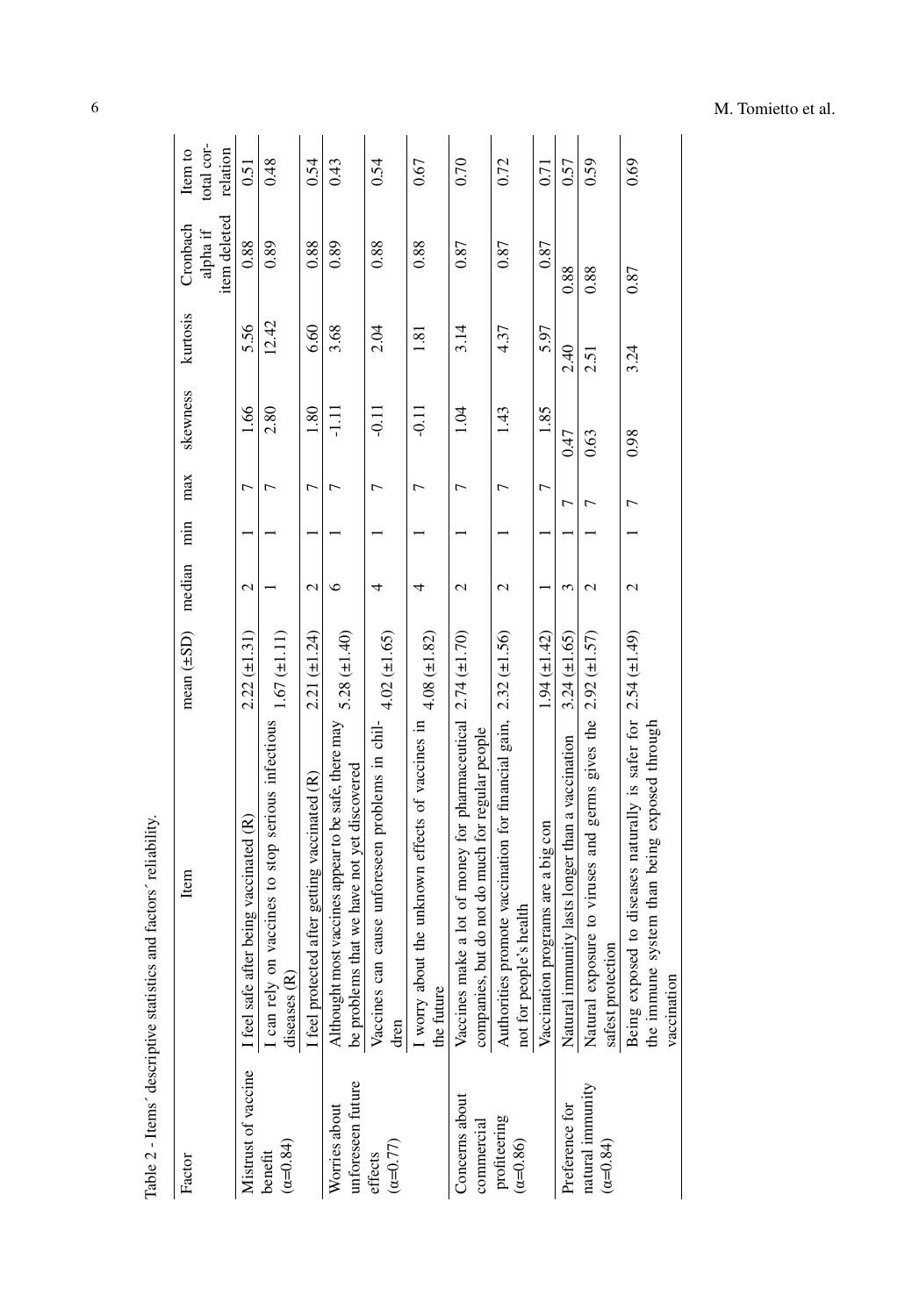Table 2 - Items´ descriptive statistics and factors´ reliability.

| Factor | Item | mean (±SD) | median | min | max | skewness | kurtosis | Cronbach alpha if item deleted | Item to total correlation |
|---|---|---|---|---|---|---|---|---|---|
| Mistrust of vaccine benefit (α=0.84) | I feel safe after being vaccinated (R) | 2.22 (±1.31) | 2 | 1 | 7 | 1.66 | 5.56 | 0.88 | 0.51 |
| | I can rely on vaccines to stop serious infectious diseases (R) | 1.67 (±1.11) | 1 | 1 | 7 | 2.80 | 12.42 | 0.89 | 0.48 |
| | I feel protected after getting vaccinated (R) | 2.21 (±1.24) | 2 | 1 | 7 | 1.80 | 6.60 | 0.88 | 0.54 |
| Worries about unforeseen future effects (α=0.77) | Althought most vaccines appear to be safe, there may be problems that we have not yet discovered | 5.28 (±1.40) | 6 | 1 | 7 | -1.11 | 3.68 | 0.89 | 0.43 |
| | Vaccines can cause unforeseen problems in children | 4.02 (±1.65) | 4 | 1 | 7 | -0.11 | 2.04 | 0.88 | 0.54 |
| | I worry about the unknown effects of vaccines in the future | 4.08 (±1.82) | 4 | 1 | 7 | -0.11 | 1.81 | 0.88 | 0.67 |
| Concerns about commercial profiteering (α=0.86) | Vaccines make a lot of money for pharmaceutical companies, but do not do much for regular people | 2.74 (±1.70) | 2 | 1 | 7 | 1.04 | 3.14 | 0.87 | 0.70 |
| | Authorities promote vaccination for financial gain, not for people's health | 2.32 (±1.56) | 2 | 1 | 7 | 1.43 | 4.37 | 0.87 | 0.72 |
| | Vaccination programs are a big con | 1.94 (±1.42) | 1 | 1 | 7 | 1.85 | 5.97 | 0.87 | 0.71 |
| Preference for natural immunity (α=0.84) | Natural immunity lasts longer than a vaccination | 3.24 (±1.65) | 3 | 1 | 7 | 0.47 | 2.40 | 0.88 | 0.57 |
| | Natural exposure to viruses and germs gives the safest protection | 2.92 (±1.57) | 2 | 1 | 7 | 0.63 | 2.51 | 0.88 | 0.59 |
| | Being exposed to diseases naturally is safer for the immune system than being exposed through vaccination | 2.54 (±1.49) | 2 | 1 | 7 | 0.98 | 3.24 | 0.87 | 0.69 |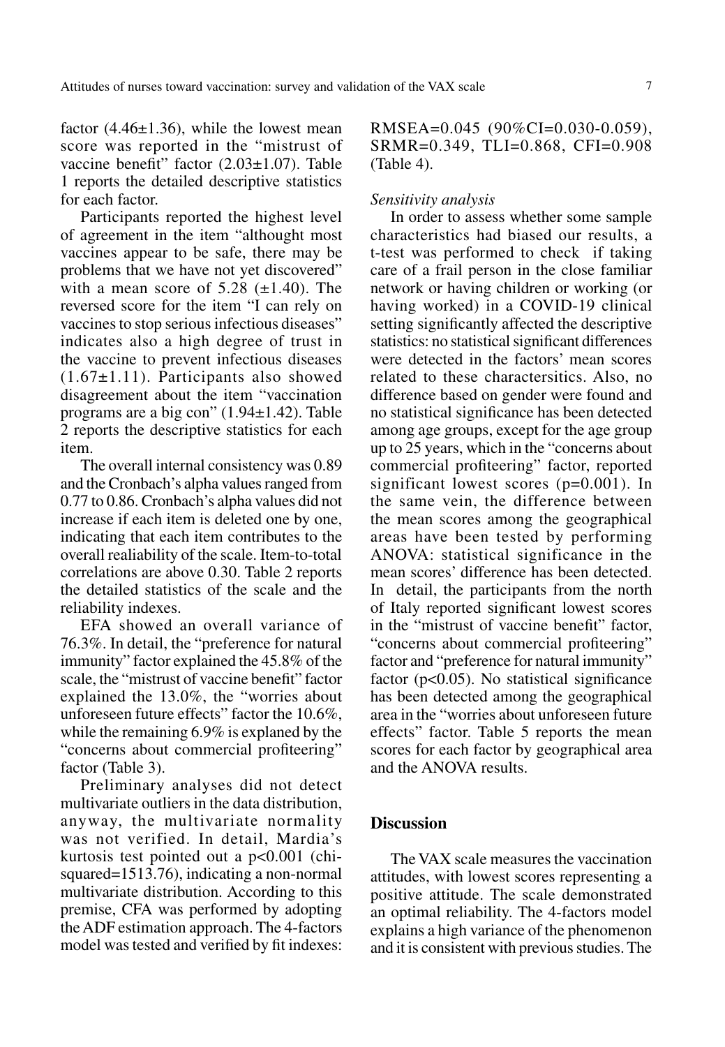factor (4.46±1.36), while the lowest mean score was reported in the "mistrust of vaccine benefit" factor (2.03±1.07). Table 1 reports the detailed descriptive statistics for each factor.

Participants reported the highest level of agreement in the item "althought most vaccines appear to be safe, there may be problems that we have not yet discovered" with a mean score of 5.28 (±1.40). The reversed score for the item "I can rely on vaccines to stop serious infectious diseases" indicates also a high degree of trust in the vaccine to prevent infectious diseases (1.67±1.11). Participants also showed disagreement about the item "vaccination programs are a big con" (1.94±1.42). Table 2 reports the descriptive statistics for each item.

The overall internal consistency was 0.89 and the Cronbach's alpha values ranged from 0.77 to 0.86. Cronbach's alpha values did not increase if each item is deleted one by one, indicating that each item contributes to the overall realiability of the scale. Item-to-total correlations are above 0.30. Table 2 reports the detailed statistics of the scale and the reliability indexes.

EFA showed an overall variance of 76.3%. In detail, the "preference for natural immunity" factor explained the 45.8% of the scale, the "mistrust of vaccine benefit" factor explained the 13.0%, the "worries about unforeseen future effects" factor the 10.6%, while the remaining 6.9% is explaned by the "concerns about commercial profiteering" factor (Table 3).

Preliminary analyses did not detect multivariate outliers in the data distribution, anyway, the multivariate normality was not verified. In detail, Mardia's kurtosis test pointed out a $p<0.001$ (chi-squared=1513.76), indicating a non-normal multivariate distribution. According to this premise, CFA was performed by adopting the ADF estimation approach. The 4-factors model was tested and verified by fit indexes: RMSEA=0.045 (90%CI=0.030-0.059), SRMR=0.349, TLI=0.868, CFI=0.908 (Table 4).

*Sensitivity analysis*

In order to assess whether some sample characteristics had biased our results, a t-test was performed to check if taking care of a frail person in the close familiar network or having children or working (or having worked) in a COVID-19 clinical setting significantly affected the descriptive statistics: no statistical significant differences were detected in the factors' mean scores related to these charactersitics. Also, no difference based on gender were found and no statistical significance has been detected among age groups, except for the age group up to 25 years, which in the "concerns about commercial profiteering" factor, reported significant lowest scores ($p=0.001$). In the same vein, the difference between the mean scores among the geographical areas have been tested by performing ANOVA: statistical significance in the mean scores' difference has been detected. In detail, the participants from the north of Italy reported significant lowest scores in the "mistrust of vaccine benefit" factor, "concerns about commercial profiteering" factor and "preference for natural immunity" factor ($p<0.05$). No statistical significance has been detected among the geographical area in the "worries about unforeseen future effects" factor. Table 5 reports the mean scores for each factor by geographical area and the ANOVA results.

## Discussion

The VAX scale measures the vaccination attitudes, with lowest scores representing a positive attitude. The scale demonstrated an optimal reliability. The 4-factors model explains a high variance of the phenomenon and it is consistent with previous studies. The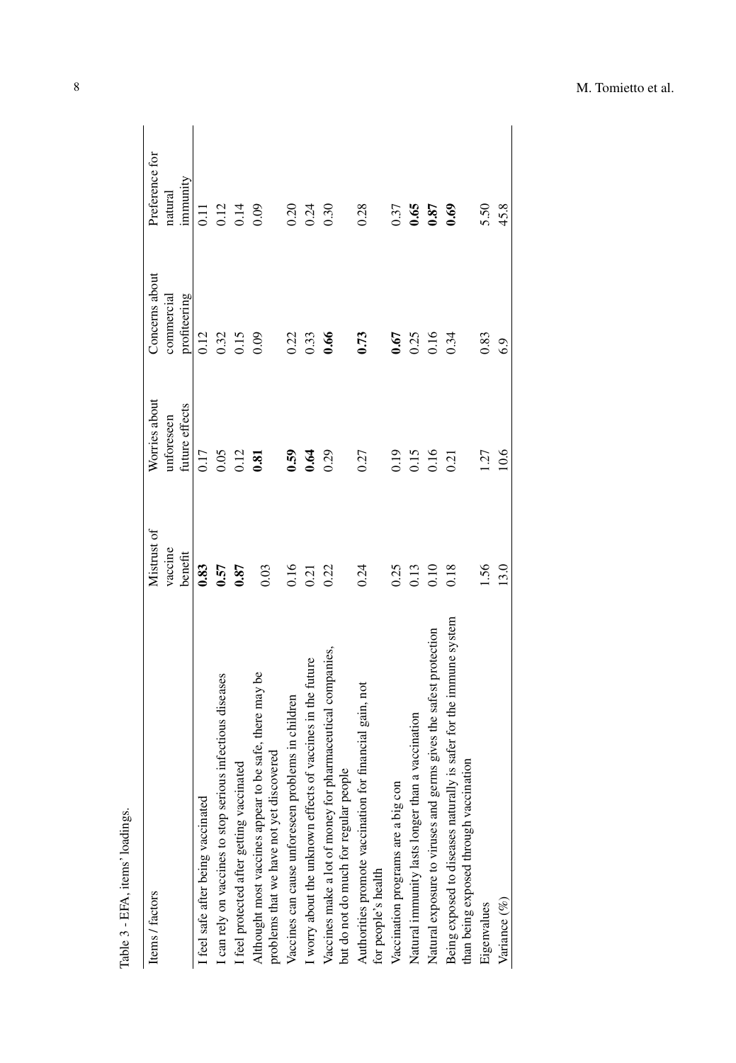Table 3 - EFA, items' loadings.

| Items / factors | Mistrust of vaccine benefit | Worries about unforeseen future effects | Concerns about commercial profiteering | Preference for natural immunity |
|---|---|---|---|---|
| I feel safe after being vaccinated | **0.83** | 0.17 | 0.12 | 0.11 |
| I can rely on vaccines to stop serious infectious diseases | **0.57** | 0.05 | 0.32 | 0.12 |
| I feel protected after getting vaccinated | **0.87** | 0.12 | 0.15 | 0.14 |
| Althought most vaccines appear to be safe, there may be problems that we have not yet discovered | 0.03 | **0.81** | 0.09 | 0.09 |
| Vaccines can cause unforeseen problems in children | 0.16 | **0.59** | 0.22 | 0.20 |
| I worry about the unknown effects of vaccines in the future | 0.21 | **0.64** | 0.33 | 0.24 |
| Vaccines make a lot of money for pharmaceutical companies, but do not do much for regular people | 0.22 | 0.29 | **0.66** | 0.30 |
| Authorities promote vaccination for financial gain, not for people's health | 0.24 | 0.27 | **0.73** | 0.28 |
| Vaccination programs are a big con | 0.25 | 0.19 | **0.67** | 0.37 |
| Natural immunity lasts longer than a vaccination | 0.13 | 0.15 | 0.25 | **0.65** |
| Natural exposure to viruses and germs gives the safest protection | 0.10 | 0.16 | 0.16 | **0.87** |
| Being exposed to diseases naturally is safer for the immune system than being exposed through vaccination | 0.18 | 0.21 | 0.34 | **0.69** |
| Eigenvalues | 1.56 | 1.27 | 0.83 | 5.50 |
| Variance (%) | 13.0 | 10.6 | 6.9 | 45.8 |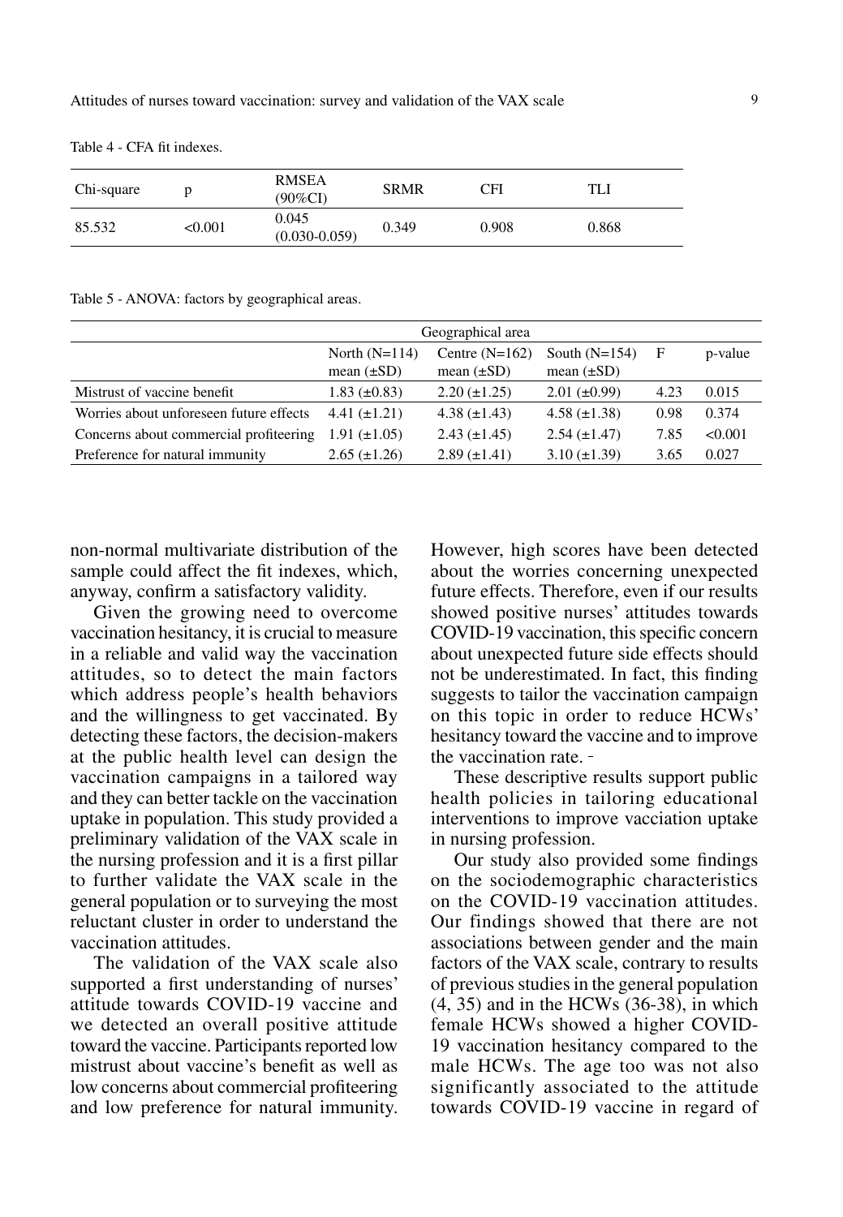Table 4 - CFA fit indexes.

| Chi-square | p | RMSEA (90%CI) | SRMR | CFI | TLI |
|---|---|---|---|---|---|
| 85.532 | <0.001 | 0.045 (0.030-0.059) | 0.349 | 0.908 | 0.868 |

Table 5 - ANOVA: factors by geographical areas.

| | Geographical area | | | | |
|---|---|---|---|---|---|
| | North (N=114) mean (±SD) | Centre (N=162) mean (±SD) | South (N=154) mean (±SD) | F | p-value |
| Mistrust of vaccine benefit | 1.83 (±0.83) | 2.20 (±1.25) | 2.01 (±0.99) | 4.23 | 0.015 |
| Worries about unforeseen future effects | 4.41 (±1.21) | 4.38 (±1.43) | 4.58 (±1.38) | 0.98 | 0.374 |
| Concerns about commercial profiteering | 1.91 (±1.05) | 2.43 (±1.45) | 2.54 (±1.47) | 7.85 | <0.001 |
| Preference for natural immunity | 2.65 (±1.26) | 2.89 (±1.41) | 3.10 (±1.39) | 3.65 | 0.027 |

non-normal multivariate distribution of the sample could affect the fit indexes, which, anyway, confirm a satisfactory validity.

Given the growing need to overcome vaccination hesitancy, it is crucial to measure in a reliable and valid way the vaccination attitudes, so to detect the main factors which address people's health behaviors and the willingness to get vaccinated. By detecting these factors, the decision-makers at the public health level can design the vaccination campaigns in a tailored way and they can better tackle on the vaccination uptake in population. This study provided a preliminary validation of the VAX scale in the nursing profession and it is a first pillar to further validate the VAX scale in the general population or to surveying the most reluctant cluster in order to understand the vaccination attitudes.

The validation of the VAX scale also supported a first understanding of nurses' attitude towards COVID-19 vaccine and we detected an overall positive attitude toward the vaccine. Participants reported low mistrust about vaccine's benefit as well as low concerns about commercial profiteering and low preference for natural immunity. However, high scores have been detected about the worries concerning unexpected future effects. Therefore, even if our results showed positive nurses' attitudes towards COVID-19 vaccination, this specific concern about unexpected future side effects should not be underestimated. In fact, this finding suggests to tailor the vaccination campaign on this topic in order to reduce HCWs' hesitancy toward the vaccine and to improve the vaccination rate.

These descriptive results support public health policies in tailoring educational interventions to improve vacciation uptake in nursing profession.

Our study also provided some findings on the sociodemographic characteristics on the COVID-19 vaccination attitudes. Our findings showed that there are not associations between gender and the main factors of the VAX scale, contrary to results of previous studies in the general population (4, 35) and in the HCWs (36-38), in which female HCWs showed a higher COVID-19 vaccination hesitancy compared to the male HCWs. The age too was not also significantly associated to the attitude towards COVID-19 vaccine in regard of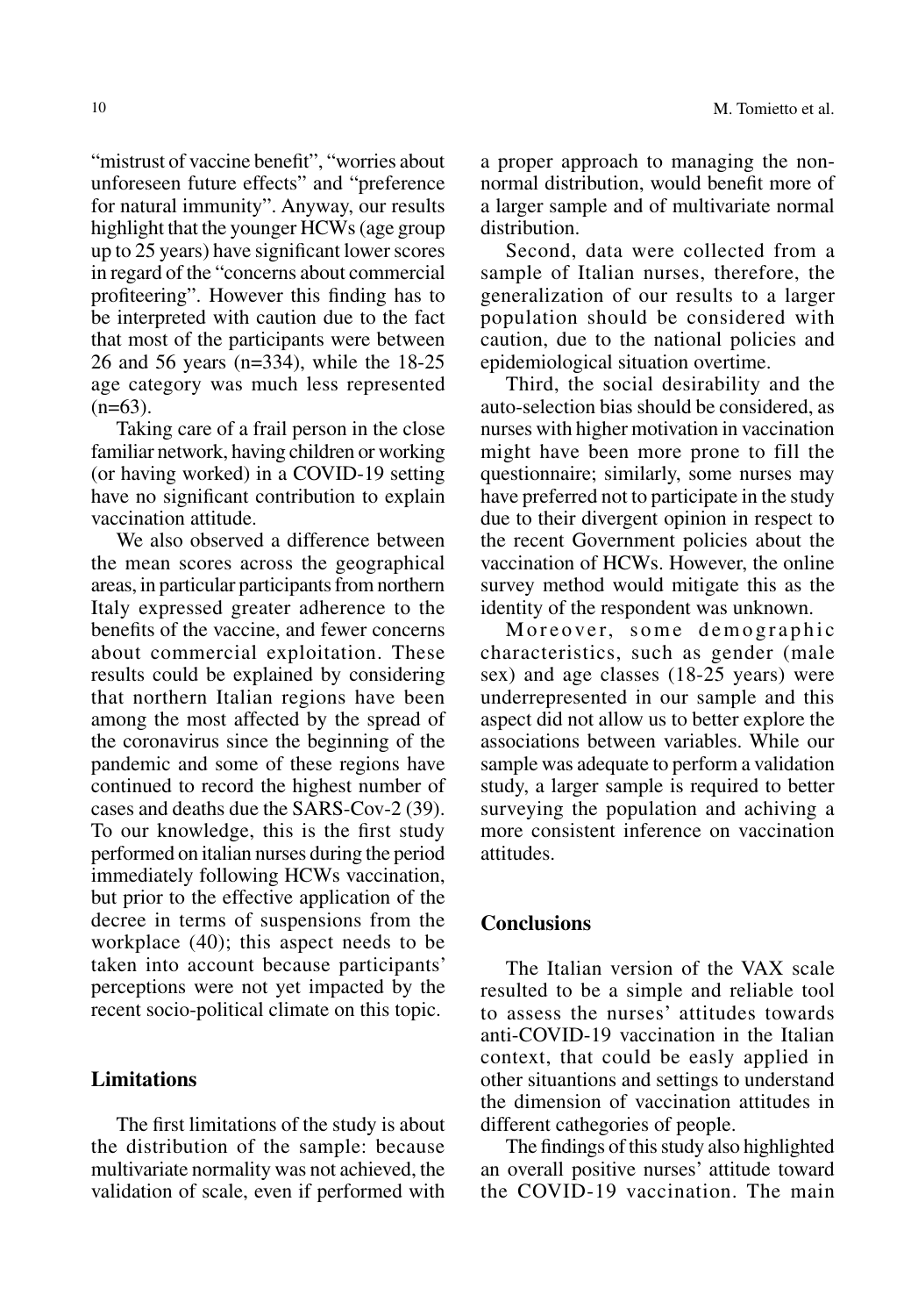"mistrust of vaccine benefit", "worries about unforeseen future effects" and "preference for natural immunity". Anyway, our results highlight that the younger HCWs (age group up to 25 years) have significant lower scores in regard of the "concerns about commercial profiteering". However this finding has to be interpreted with caution due to the fact that most of the participants were between 26 and 56 years (n=334), while the 18-25 age category was much less represented (n=63).

Taking care of a frail person in the close familiar network, having children or working (or having worked) in a COVID-19 setting have no significant contribution to explain vaccination attitude.

We also observed a difference between the mean scores across the geographical areas, in particular participants from northern Italy expressed greater adherence to the benefits of the vaccine, and fewer concerns about commercial exploitation. These results could be explained by considering that northern Italian regions have been among the most affected by the spread of the coronavirus since the beginning of the pandemic and some of these regions have continued to record the highest number of cases and deaths due the SARS-Cov-2 (39). To our knowledge, this is the first study performed on italian nurses during the period immediately following HCWs vaccination, but prior to the effective application of the decree in terms of suspensions from the workplace (40); this aspect needs to be taken into account because participants' perceptions were not yet impacted by the recent socio-political climate on this topic.

## Limitations

The first limitations of the study is about the distribution of the sample: because multivariate normality was not achieved, the validation of scale, even if performed with a proper approach to managing the non-normal distribution, would benefit more of a larger sample and of multivariate normal distribution.

Second, data were collected from a sample of Italian nurses, therefore, the generalization of our results to a larger population should be considered with caution, due to the national policies and epidemiological situation overtime.

Third, the social desirability and the auto-selection bias should be considered, as nurses with higher motivation in vaccination might have been more prone to fill the questionnaire; similarly, some nurses may have preferred not to participate in the study due to their divergent opinion in respect to the recent Government policies about the vaccination of HCWs. However, the online survey method would mitigate this as the identity of the respondent was unknown.

Moreover, some demographic characteristics, such as gender (male sex) and age classes (18-25 years) were underrepresented in our sample and this aspect did not allow us to better explore the associations between variables. While our sample was adequate to perform a validation study, a larger sample is required to better surveying the population and achiving a more consistent inference on vaccination attitudes.

## Conclusions

The Italian version of the VAX scale resulted to be a simple and reliable tool to assess the nurses' attitudes towards anti-COVID-19 vaccination in the Italian context, that could be easly applied in other situantions and settings to understand the dimension of vaccination attitudes in different cathegories of people.

The findings of this study also highlighted an overall positive nurses' attitude toward the COVID-19 vaccination. The main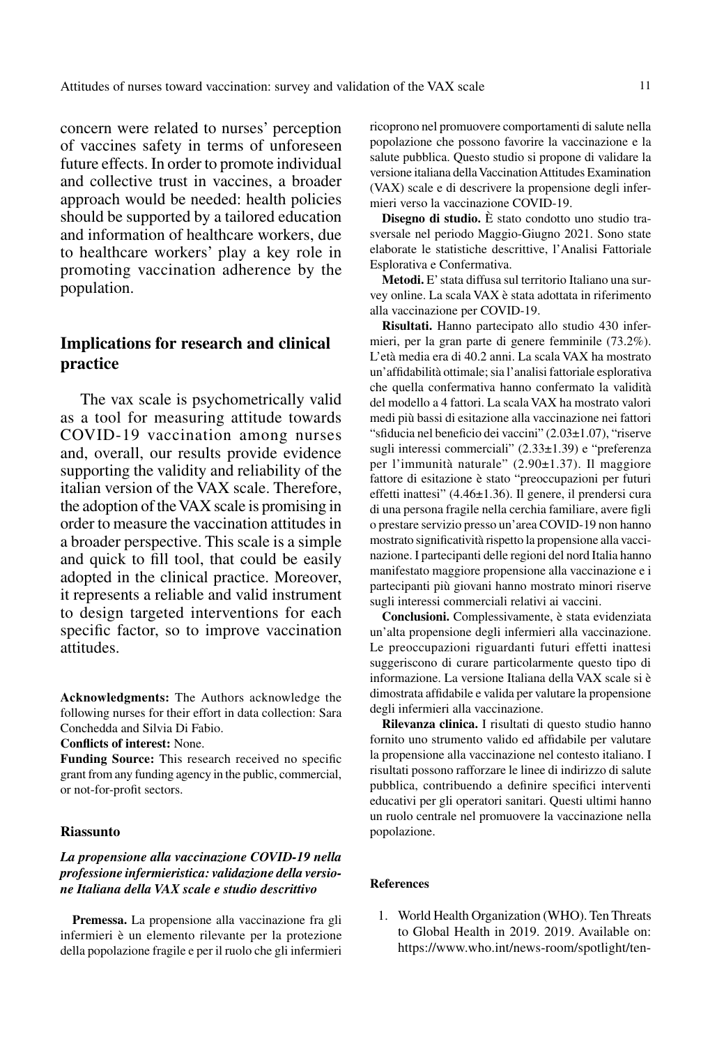concern were related to nurses' perception of vaccines safety in terms of unforeseen future effects. In order to promote individual and collective trust in vaccines, a broader approach would be needed: health policies should be supported by a tailored education and information of healthcare workers, due to healthcare workers' play a key role in promoting vaccination adherence by the population.

## Implications for research and clinical practice

The vax scale is psychometrically valid as a tool for measuring attitude towards COVID-19 vaccination among nurses and, overall, our results provide evidence supporting the validity and reliability of the italian version of the VAX scale. Therefore, the adoption of the VAX scale is promising in order to measure the vaccination attitudes in a broader perspective. This scale is a simple and quick to fill tool, that could be easily adopted in the clinical practice. Moreover, it represents a reliable and valid instrument to design targeted interventions for each specific factor, so to improve vaccination attitudes.

**Acknowledgments:** The Authors acknowledge the following nurses for their effort in data collection: Sara Conchedda and Silvia Di Fabio.

**Conflicts of interest:** None.

**Funding Source:** This research received no specific grant from any funding agency in the public, commercial, or not-for-profit sectors.

### Riassunto

***La propensione alla vaccinazione COVID-19 nella professione infermieristica: validazione della versione Italiana della VAX scale e studio descrittivo***

**Premessa.** La propensione alla vaccinazione fra gli infermieri è un elemento rilevante per la protezione della popolazione fragile e per il ruolo che gli infermieri ricoprono nel promuovere comportamenti di salute nella popolazione che possono favorire la vaccinazione e la salute pubblica. Questo studio si propone di validare la versione italiana della Vaccination Attitudes Examination (VAX) scale e di descrivere la propensione degli infermieri verso la vaccinazione COVID-19.

**Disegno di studio.** È stato condotto uno studio trasversale nel periodo Maggio-Giugno 2021. Sono state elaborate le statistiche descrittive, l'Analisi Fattoriale Esplorativa e Confermativa.

**Metodi.** E' stata diffusa sul territorio Italiano una survey online. La scala VAX è stata adottata in riferimento alla vaccinazione per COVID-19.

**Risultati.** Hanno partecipato allo studio 430 infermieri, per la gran parte di genere femminile (73.2%). L'età media era di 40.2 anni. La scala VAX ha mostrato un'affidabilità ottimale; sia l'analisi fattoriale esplorativa che quella confermativa hanno confermato la validità del modello a 4 fattori. La scala VAX ha mostrato valori medi più bassi di esitazione alla vaccinazione nei fattori "sfiducia nel beneficio dei vaccini" (2.03±1.07), "riserve sugli interessi commerciali" (2.33±1.39) e "preferenza per l'immunità naturale" (2.90±1.37). Il maggiore fattore di esitazione è stato "preoccupazioni per futuri effetti inattesi" (4.46±1.36). Il genere, il prendersi cura di una persona fragile nella cerchia familiare, avere figli o prestare servizio presso un'area COVID-19 non hanno mostrato significatività rispetto la propensione alla vaccinazione. I partecipanti delle regioni del nord Italia hanno manifestato maggiore propensione alla vaccinazione e i partecipanti più giovani hanno mostrato minori riserve sugli interessi commerciali relativi ai vaccini.

**Conclusioni.** Complessivamente, è stata evidenziata un'alta propensione degli infermieri alla vaccinazione. Le preoccupazioni riguardanti futuri effetti inattesi suggeriscono di curare particolarmente questo tipo di informazione. La versione Italiana della VAX scale si è dimostrata affidabile e valida per valutare la propensione degli infermieri alla vaccinazione.

**Rilevanza clinica.** I risultati di questo studio hanno fornito uno strumento valido ed affidabile per valutare la propensione alla vaccinazione nel contesto italiano. I risultati possono rafforzare le linee di indirizzo di salute pubblica, contribuendo a definire specifici interventi educativi per gli operatori sanitari. Questi ultimi hanno un ruolo centrale nel promuovere la vaccinazione nella popolazione.

### References

1. World Health Organization (WHO). Ten Threats to Global Health in 2019. 2019. Available on: https://www.who.int/news-room/spotlight/ten-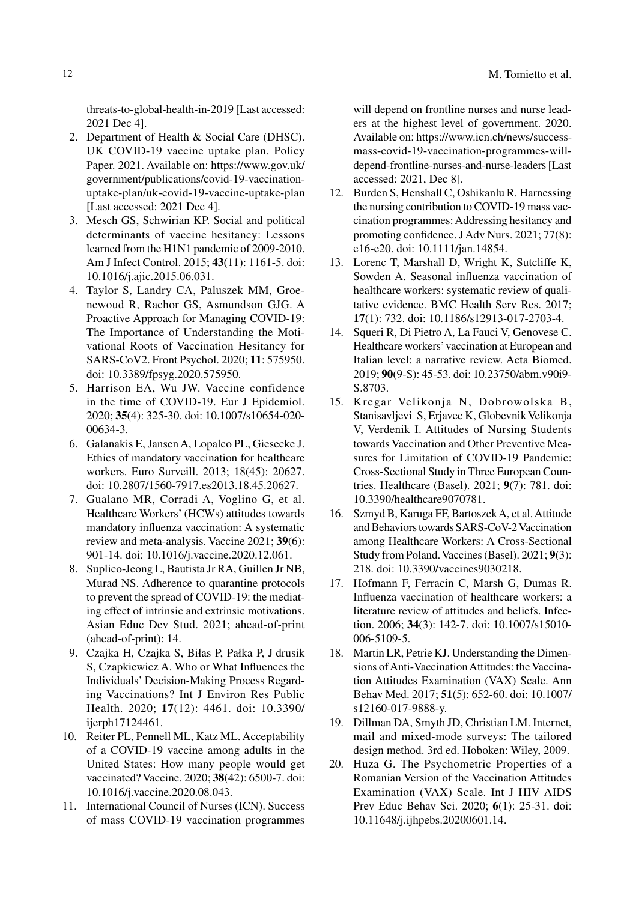threats-to-global-health-in-2019 [Last accessed: 2021 Dec 4].

2. Department of Health & Social Care (DHSC). UK COVID-19 vaccine uptake plan. Policy Paper. 2021. Available on: https://www.gov.uk/government/publications/covid-19-vaccination-uptake-plan/uk-covid-19-vaccine-uptake-plan [Last accessed: 2021 Dec 4].
3. Mesch GS, Schwirian KP. Social and political determinants of vaccine hesitancy: Lessons learned from the H1N1 pandemic of 2009-2010. Am J Infect Control. 2015; **43**(11): 1161-5. doi: 10.1016/j.ajic.2015.06.031.
4. Taylor S, Landry CA, Paluszek MM, Groenewoud R, Rachor GS, Asmundson GJG. A Proactive Approach for Managing COVID-19: The Importance of Understanding the Motivational Roots of Vaccination Hesitancy for SARS-CoV2. Front Psychol. 2020; **11**: 575950. doi: 10.3389/fpsyg.2020.575950.
5. Harrison EA, Wu JW. Vaccine confidence in the time of COVID-19. Eur J Epidemiol. 2020; **35**(4): 325-30. doi: 10.1007/s10654-020-00634-3.
6. Galanakis E, Jansen A, Lopalco PL, Giesecke J. Ethics of mandatory vaccination for healthcare workers. Euro Surveill. 2013; 18(45): 20627. doi: 10.2807/1560-7917.es2013.18.45.20627.
7. Gualano MR, Corradi A, Voglino G, et al. Healthcare Workers' (HCWs) attitudes towards mandatory influenza vaccination: A systematic review and meta-analysis. Vaccine 2021; **39**(6): 901-14. doi: 10.1016/j.vaccine.2020.12.061.
8. Suplico-Jeong L, Bautista Jr RA, Guillen Jr NB, Murad NS. Adherence to quarantine protocols to prevent the spread of COVID-19: the mediating effect of intrinsic and extrinsic motivations. Asian Educ Dev Stud. 2021; ahead-of-print (ahead-of-print): 14.
9. Czajka H, Czajka S, Biłas P, Pałka P, J drusik S, Czapkiewicz A. Who or What Influences the Individuals' Decision-Making Process Regarding Vaccinations? Int J Environ Res Public Health. 2020; **17**(12): 4461. doi: 10.3390/ijerph17124461.
10. Reiter PL, Pennell ML, Katz ML. Acceptability of a COVID-19 vaccine among adults in the United States: How many people would get vaccinated? Vaccine. 2020; **38**(42): 6500-7. doi: 10.1016/j.vaccine.2020.08.043.
11. International Council of Nurses (ICN). Success of mass COVID-19 vaccination programmes will depend on frontline nurses and nurse leaders at the highest level of government. 2020. Available on: https://www.icn.ch/news/success-mass-covid-19-vaccination-programmes-will-depend-frontline-nurses-and-nurse-leaders [Last accessed: 2021, Dec 8].
12. Burden S, Henshall C, Oshikanlu R. Harnessing the nursing contribution to COVID-19 mass vaccination programmes: Addressing hesitancy and promoting confidence. J Adv Nurs. 2021; 77(8): e16-e20. doi: 10.1111/jan.14854.
13. Lorenc T, Marshall D, Wright K, Sutcliffe K, Sowden A. Seasonal influenza vaccination of healthcare workers: systematic review of qualitative evidence. BMC Health Serv Res. 2017; **17**(1): 732. doi: 10.1186/s12913-017-2703-4.
14. Squeri R, Di Pietro A, La Fauci V, Genovese C. Healthcare workers' vaccination at European and Italian level: a narrative review. Acta Biomed. 2019; **90**(9-S): 45-53. doi: 10.23750/abm.v90i9-S.8703.
15. Kregar Velikonja N, Dobrowolska B, Stanisavljevi S, Erjavec K, Globevnik Velikonja V, Verdenik I. Attitudes of Nursing Students towards Vaccination and Other Preventive Measures for Limitation of COVID-19 Pandemic: Cross-Sectional Study in Three European Countries. Healthcare (Basel). 2021; **9**(7): 781. doi: 10.3390/healthcare9070781.
16. Szmyd B, Karuga FF, Bartoszek A, et al. Attitude and Behaviors towards SARS-CoV-2 Vaccination among Healthcare Workers: A Cross-Sectional Study from Poland. Vaccines (Basel). 2021; **9**(3): 218. doi: 10.3390/vaccines9030218.
17. Hofmann F, Ferracin C, Marsh G, Dumas R. Influenza vaccination of healthcare workers: a literature review of attitudes and beliefs. Infection. 2006; **34**(3): 142-7. doi: 10.1007/s15010-006-5109-5.
18. Martin LR, Petrie KJ. Understanding the Dimensions of Anti-Vaccination Attitudes: the Vaccination Attitudes Examination (VAX) Scale. Ann Behav Med. 2017; **51**(5): 652-60. doi: 10.1007/s12160-017-9888-y.
19. Dillman DA, Smyth JD, Christian LM. Internet, mail and mixed-mode surveys: The tailored design method. 3rd ed. Hoboken: Wiley, 2009.
20. Huza G. The Psychometric Properties of a Romanian Version of the Vaccination Attitudes Examination (VAX) Scale. Int J HIV AIDS Prev Educ Behav Sci. 2020; **6**(1): 25-31. doi: 10.11648/j.ijhpebs.20200601.14.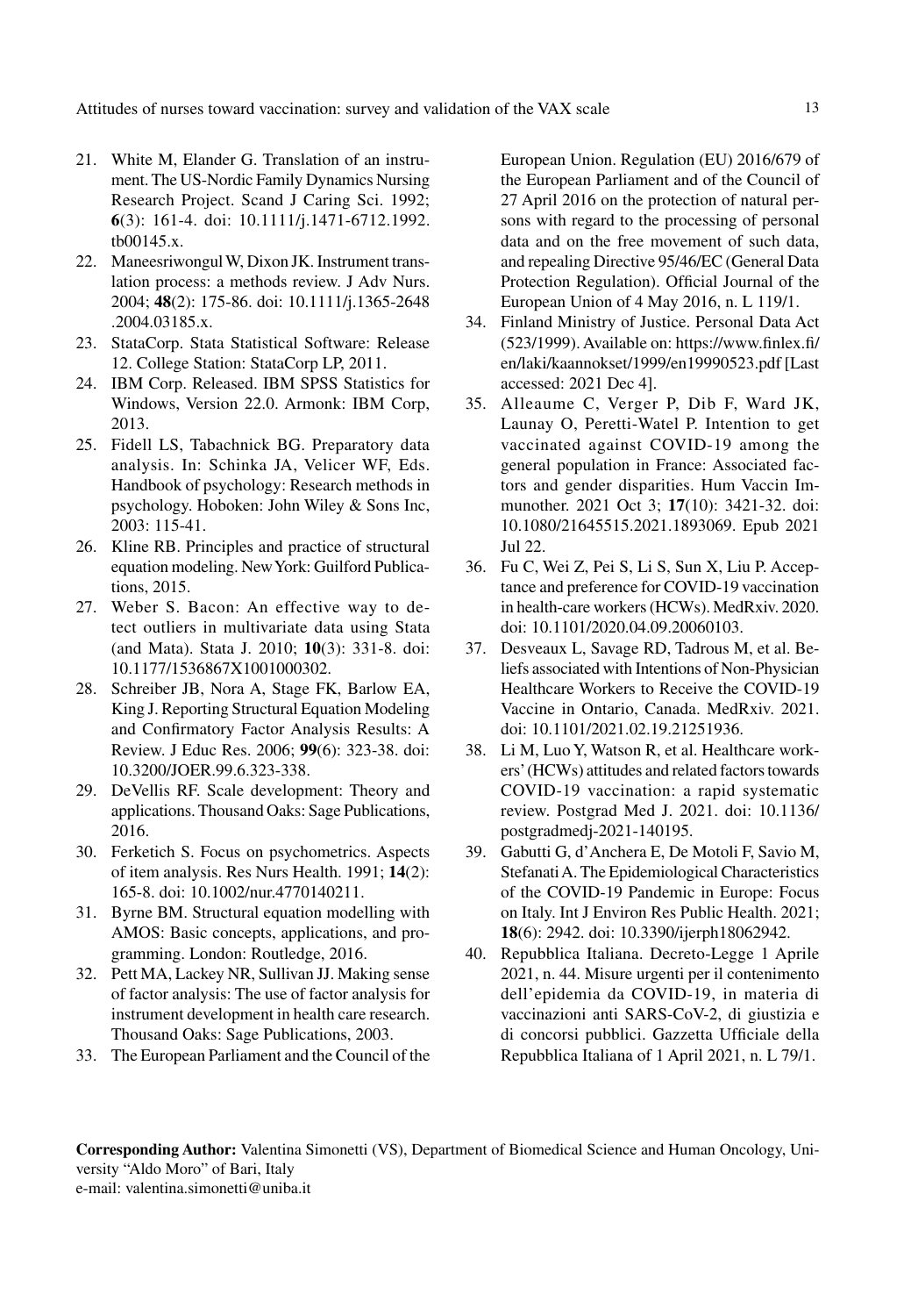21. White M, Elander G. Translation of an instrument. The US-Nordic Family Dynamics Nursing Research Project. Scand J Caring Sci. 1992; **6**(3): 161-4. doi: 10.1111/j.1471-6712.1992.tb00145.x.
22. Maneesriwongul W, Dixon JK. Instrument translation process: a methods review. J Adv Nurs. 2004; **48**(2): 175-86. doi: 10.1111/j.1365-2648.2004.03185.x.
23. StataCorp. Stata Statistical Software: Release 12. College Station: StataCorp LP, 2011.
24. IBM Corp. Released. IBM SPSS Statistics for Windows, Version 22.0. Armonk: IBM Corp, 2013.
25. Fidell LS, Tabachnick BG. Preparatory data analysis. In: Schinka JA, Velicer WF, Eds. Handbook of psychology: Research methods in psychology. Hoboken: John Wiley & Sons Inc, 2003: 115-41.
26. Kline RB. Principles and practice of structural equation modeling. New York: Guilford Publications, 2015.
27. Weber S. Bacon: An effective way to detect outliers in multivariate data using Stata (and Mata). Stata J. 2010; **10**(3): 331-8. doi: 10.1177/1536867X1001000302.
28. Schreiber JB, Nora A, Stage FK, Barlow EA, King J. Reporting Structural Equation Modeling and Confirmatory Factor Analysis Results: A Review. J Educ Res. 2006; **99**(6): 323-38. doi: 10.3200/JOER.99.6.323-338.
29. DeVellis RF. Scale development: Theory and applications. Thousand Oaks: Sage Publications, 2016.
30. Ferketich S. Focus on psychometrics. Aspects of item analysis. Res Nurs Health. 1991; **14**(2): 165-8. doi: 10.1002/nur.4770140211.
31. Byrne BM. Structural equation modelling with AMOS: Basic concepts, applications, and programming. London: Routledge, 2016.
32. Pett MA, Lackey NR, Sullivan JJ. Making sense of factor analysis: The use of factor analysis for instrument development in health care research. Thousand Oaks: Sage Publications, 2003.
33. The European Parliament and the Council of the European Union. Regulation (EU) 2016/679 of the European Parliament and of the Council of 27 April 2016 on the protection of natural persons with regard to the processing of personal data and on the free movement of such data, and repealing Directive 95/46/EC (General Data Protection Regulation). Official Journal of the European Union of 4 May 2016, n. L 119/1.
34. Finland Ministry of Justice. Personal Data Act (523/1999). Available on: https://www.finlex.fi/en/laki/kaannokset/1999/en19990523.pdf [Last accessed: 2021 Dec 4].
35. Alleaume C, Verger P, Dib F, Ward JK, Launay O, Peretti-Watel P. Intention to get vaccinated against COVID-19 among the general population in France: Associated factors and gender disparities. Hum Vaccin Immunother. 2021 Oct 3; **17**(10): 3421-32. doi: 10.1080/21645515.2021.1893069. Epub 2021 Jul 22.
36. Fu C, Wei Z, Pei S, Li S, Sun X, Liu P. Acceptance and preference for COVID-19 vaccination in health-care workers (HCWs). MedRxiv. 2020. doi: 10.1101/2020.04.09.20060103.
37. Desveaux L, Savage RD, Tadrous M, et al. Beliefs associated with Intentions of Non-Physician Healthcare Workers to Receive the COVID-19 Vaccine in Ontario, Canada. MedRxiv. 2021. doi: 10.1101/2021.02.19.21251936.
38. Li M, Luo Y, Watson R, et al. Healthcare workers' (HCWs) attitudes and related factors towards COVID-19 vaccination: a rapid systematic review. Postgrad Med J. 2021. doi: 10.1136/postgradmedj-2021-140195.
39. Gabutti G, d'Anchera E, De Motoli F, Savio M, Stefanati A. The Epidemiological Characteristics of the COVID-19 Pandemic in Europe: Focus on Italy. Int J Environ Res Public Health. 2021; **18**(6): 2942. doi: 10.3390/ijerph18062942.
40. Repubblica Italiana. Decreto-Legge 1 Aprile 2021, n. 44. Misure urgenti per il contenimento dell'epidemia da COVID-19, in materia di vaccinazioni anti SARS-CoV-2, di giustizia e di concorsi pubblici. Gazzetta Ufficiale della Repubblica Italiana of 1 April 2021, n. L 79/1.

**Corresponding Author:** Valentina Simonetti (VS), Department of Biomedical Science and Human Oncology, University "Aldo Moro" of Bari, Italy
e-mail: valentina.simonetti@uniba.it